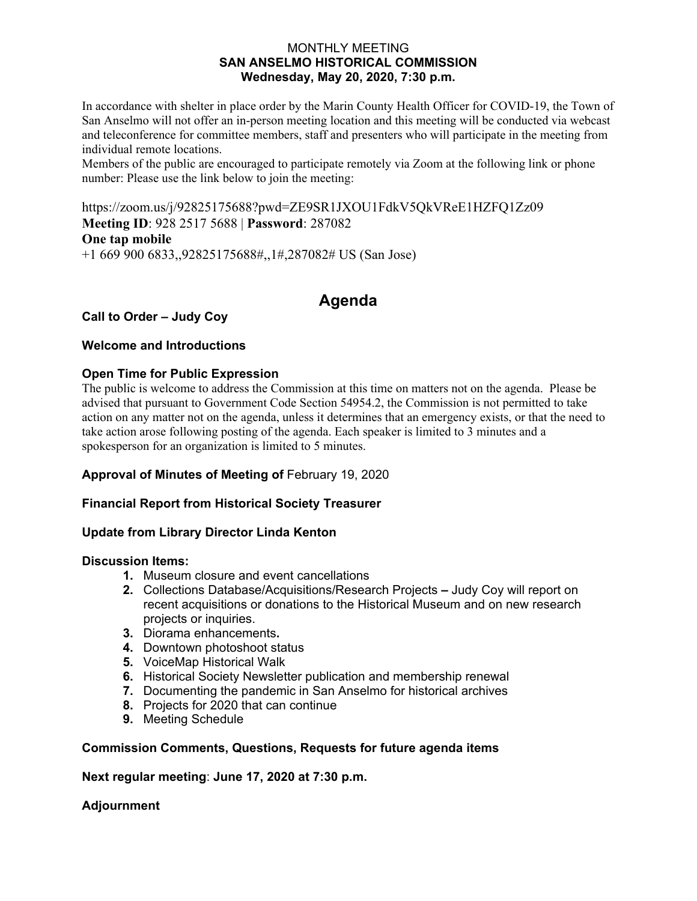MONTHLY MEETING

**SAN ANSELMO HISTORICAL COMMISSION**

**Wednesday, May 20, 2020, 7:30 p.m.**

In accordance with shelter in place order by the Marin County Health Officer for COVID-19, the Town of San Anselmo will not offer an in-person meeting location and this meeting will be conducted via webcast and teleconference for committee members, staff and presenters who will participate in the meeting from individual remote locations.

Members of the public are encouraged to participate remotely via Zoom at the following link or phone number: Please use the link below to join the meeting:

https://zoom.us/j/92825175688?pwd=ZE9SR1JXOU1FdkV5QkVReE1HZFQ1Zz09

**Meeting ID**: 928 2517 5688 | **Password**: 287082

**One tap mobile**

+1 669 900 6833,,92825175688#,,1#,287082# US (San Jose)

# Agenda

**Call to Order – Judy Coy**

**Welcome and Introductions**

**Open Time for Public Expression**

The public is welcome to address the Commission at this time on matters not on the agenda. Please be advised that pursuant to Government Code Section 54954.2, the Commission is not permitted to take action on any matter not on the agenda, unless it determines that an emergency exists, or that the need to take action arose following posting of the agenda. Each speaker is limited to 3 minutes and a spokesperson for an organization is limited to 5 minutes.

**Approval of Minutes of Meeting of** February 19, 2020

**Financial Report from Historical Society Treasurer**

**Update from Library Director Linda Kenton**

**Discussion Items:**

1. Museum closure and event cancellations
2. Collections Database/Acquisitions/Research Projects **–** Judy Coy will report on recent acquisitions or donations to the Historical Museum and on new research projects or inquiries.
3. Diorama enhancements**.**
4. Downtown photoshoot status
5. VoiceMap Historical Walk
6. Historical Society Newsletter publication and membership renewal
7. Documenting the pandemic in San Anselmo for historical archives
8. Projects for 2020 that can continue
9. Meeting Schedule

**Commission Comments, Questions, Requests for future agenda items**

**Next regular meeting**: **June 17, 2020 at 7:30 p.m.**

**Adjournment**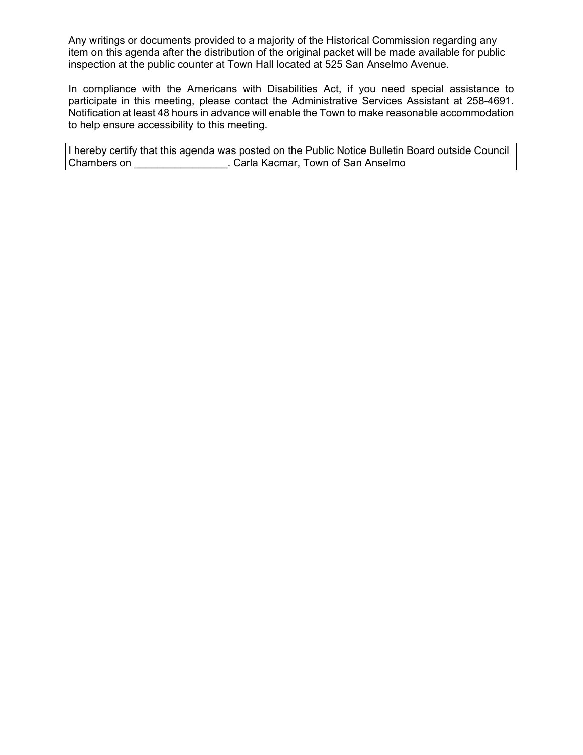Any writings or documents provided to a majority of the Historical Commission regarding any item on this agenda after the distribution of the original packet will be made available for public inspection at the public counter at Town Hall located at 525 San Anselmo Avenue.

In compliance with the Americans with Disabilities Act, if you need special assistance to participate in this meeting, please contact the Administrative Services Assistant at 258-4691. Notification at least 48 hours in advance will enable the Town to make reasonable accommodation to help ensure accessibility to this meeting.

I hereby certify that this agenda was posted on the Public Notice Bulletin Board outside Council Chambers on ________________. Carla Kacmar, Town of San Anselmo